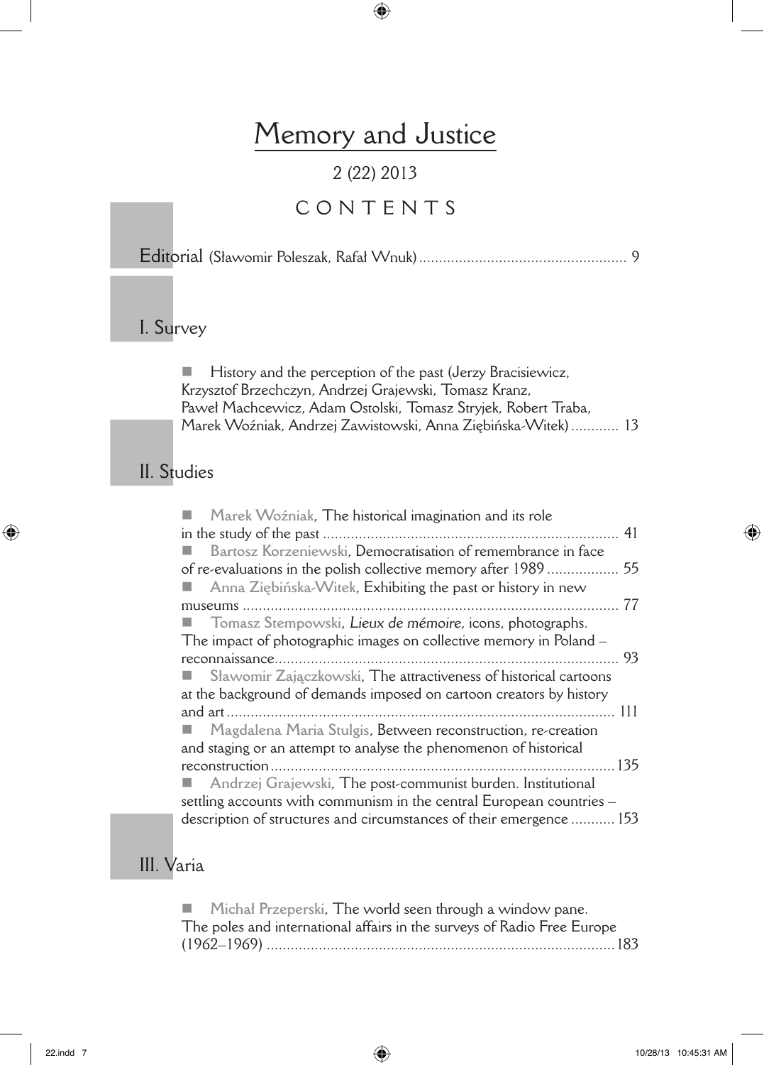# Memory and Justice

2 (22) 2013

CONTENTS

Editorial (Sławomir Poleszak, Rafał Wnuk) ... 9

## I. Survey

- History and the perception of the past (Jerzy Bracisiewicz, Krzysztof Brzechczyn, Andrzej Grajewski, Tomasz Kranz, Paweł Machcewicz, Adam Ostolski, Tomasz Stryjek, Robert Traba, Marek Woźniak, Andrzej Zawistowski, Anna Ziębińska-Witek) ... 13

## II. Studies

- Marek Woźniak, The historical imagination and its role in the study of the past ... 41
- Bartosz Korzeniewski, Democratisation of remembrance in face of re-evaluations in the polish collective memory after 1989 ... 55
- Anna Ziębińska-Witek, Exhibiting the past or history in new museums ... 77
- Tomasz Stempowski, *Lieux de mémoire*, icons, photographs. The impact of photographic images on collective memory in Poland – reconnaissance ... 93
- Sławomir Zajączkowski, The attractiveness of historical cartoons at the background of demands imposed on cartoon creators by history and art ... 111
- Magdalena Maria Stulgis, Between reconstruction, re-creation and staging or an attempt to analyse the phenomenon of historical reconstruction ... 135
- Andrzej Grajewski, The post-communist burden. Institutional settling accounts with communism in the central European countries – description of structures and circumstances of their emergence ... 153

## III. Varia

- Michał Przeperski, The world seen through a window pane. The poles and international affairs in the surveys of Radio Free Europe (1962–1969) ... 183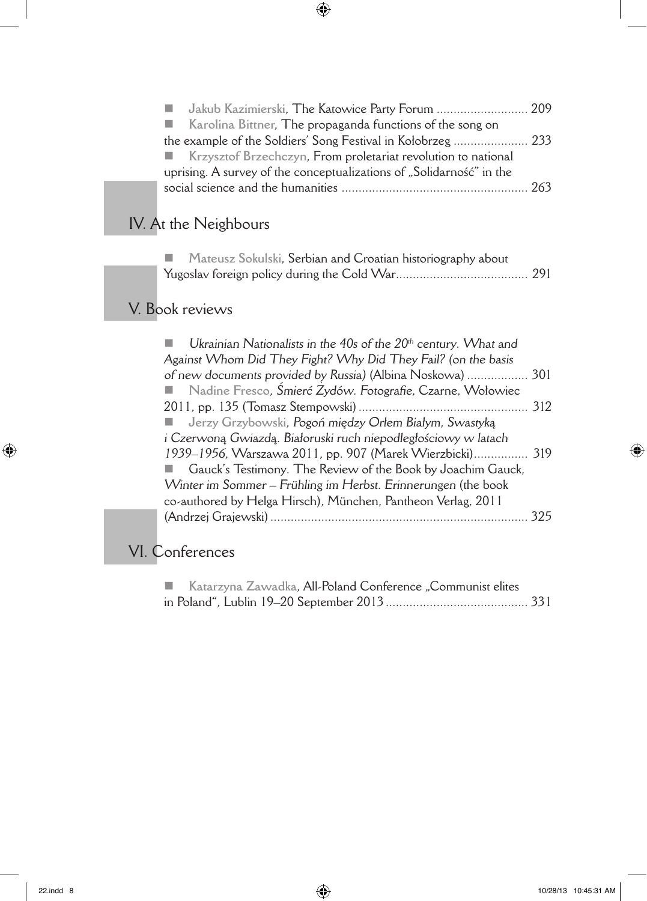- **Jakub Kazimierski**, The Katowice Party Forum ........................... 209
- **Karolina Bittner**, The propaganda functions of the song on the example of the Soldiers' Song Festival in Kołobrzeg ...................... 233
- **Krzysztof Brzechczyn**, From proletariat revolution to national uprising. A survey of the conceptualizations of „Solidarność" in the social science and the humanities ....................................................... 263

## IV. At the Neighbours

- **Mateusz Sokulski**, Serbian and Croatian historiography about Yugoslav foreign policy during the Cold War....................................... 291

## V. Book reviews

- *Ukrainian Nationalists in the 40s of the 20th century. What and Against Whom Did They Fight? Why Did They Fail? (on the basis of new documents provided by Russia)* (Albina Noskowa) .................. 301
- **Nadine Fresco**, *Śmierć Żydów. Fotografie*, Czarne, Wołowiec 2011, pp. 135 (Tomasz Stempowski) .................................................. 312
- **Jerzy Grzybowski**, *Pogoń między Orłem Białym, Swastyką i Czerwoną Gwiazdą. Białoruski ruch niepodległościowy w latach 1939–1956*, Warszawa 2011, pp. 907 (Marek Wierzbicki)................ 319
- Gauck's Testimony. The Review of the Book by Joachim Gauck, *Winter im Sommer – Frühling im Herbst. Erinnerungen* (the book co-authored by Helga Hirsch), München, Pantheon Verlag, 2011 (Andrzej Grajewski) ........................................................................... 325

## VI. Conferences

- **Katarzyna Zawadka**, All-Poland Conference „Communist elites in Poland", Lublin 19–20 September 2013 .......................................... 331